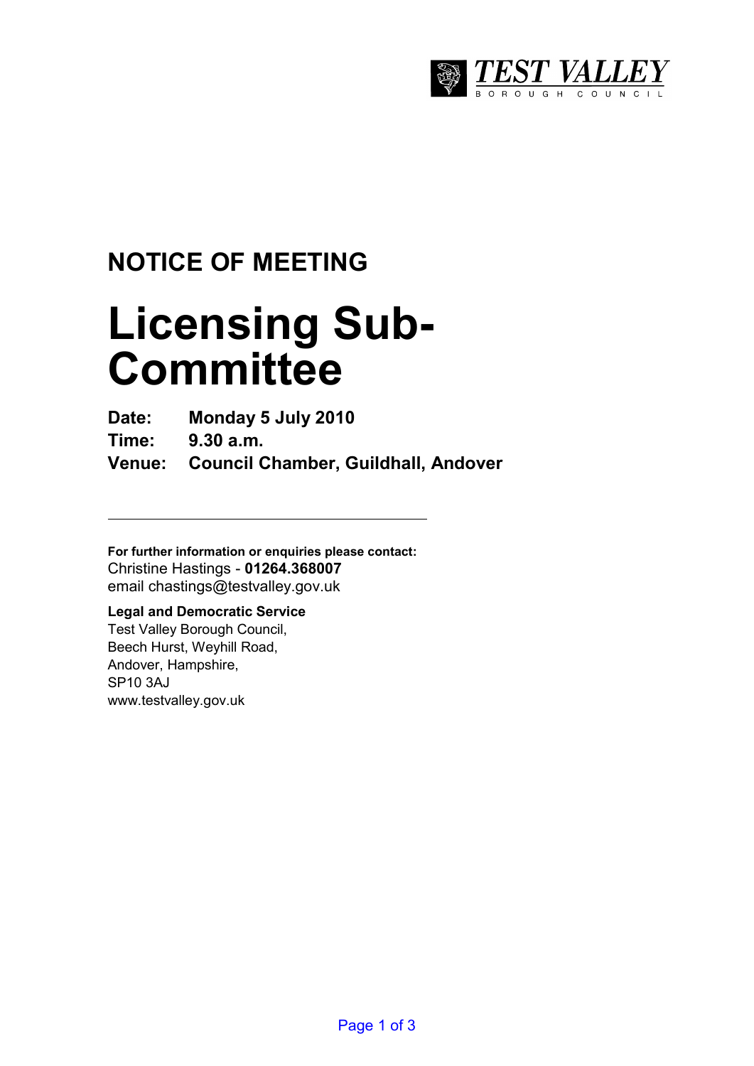TEST VALLEY
BOROUGH COUNCIL

## NOTICE OF MEETING

# Licensing Sub-Committee

**Date:** **Monday 5 July 2010**
**Time:** **9.30 a.m.**
**Venue:** **Council Chamber, Guildhall, Andover**

---

**For further information or enquiries please contact:**
Christine Hastings - **01264.368007**
email chastings@testvalley.gov.uk

**Legal and Democratic Service**
Test Valley Borough Council,
Beech Hurst, Weyhill Road,
Andover, Hampshire,
SP10 3AJ
www.testvalley.gov.uk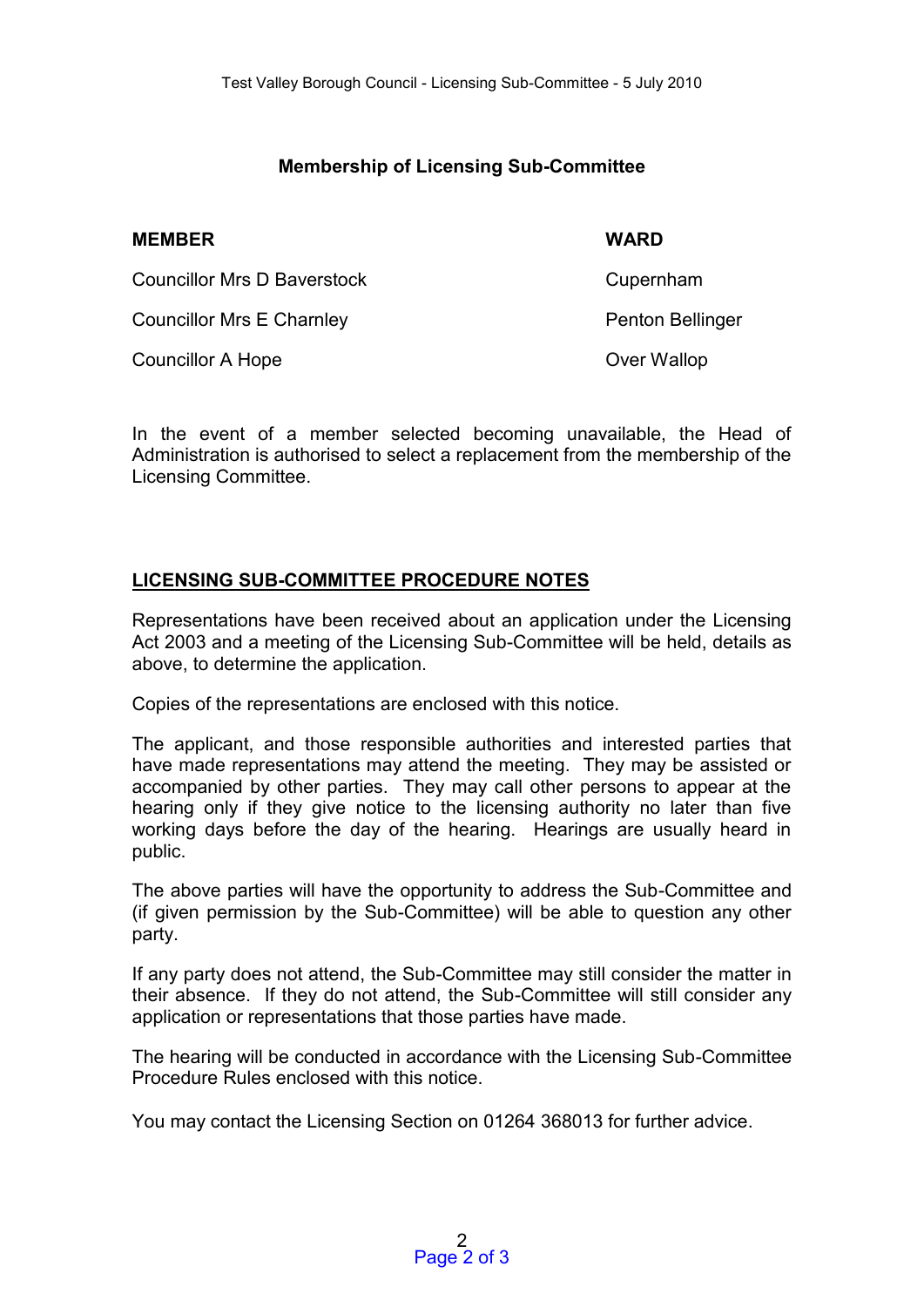## Membership of Licensing Sub-Committee

| MEMBER | WARD |
| --- | --- |
| Councillor Mrs D Baverstock | Cupernham |
| Councillor Mrs E Charnley | Penton Bellinger |
| Councillor A Hope | Over Wallop |

In the event of a member selected becoming unavailable, the Head of Administration is authorised to select a replacement from the membership of the Licensing Committee.

## LICENSING SUB-COMMITTEE PROCEDURE NOTES

Representations have been received about an application under the Licensing Act 2003 and a meeting of the Licensing Sub-Committee will be held, details as above, to determine the application.

Copies of the representations are enclosed with this notice.

The applicant, and those responsible authorities and interested parties that have made representations may attend the meeting. They may be assisted or accompanied by other parties. They may call other persons to appear at the hearing only if they give notice to the licensing authority no later than five working days before the day of the hearing. Hearings are usually heard in public.

The above parties will have the opportunity to address the Sub-Committee and (if given permission by the Sub-Committee) will be able to question any other party.

If any party does not attend, the Sub-Committee may still consider the matter in their absence. If they do not attend, the Sub-Committee will still consider any application or representations that those parties have made.

The hearing will be conducted in accordance with the Licensing Sub-Committee Procedure Rules enclosed with this notice.

You may contact the Licensing Section on 01264 368013 for further advice.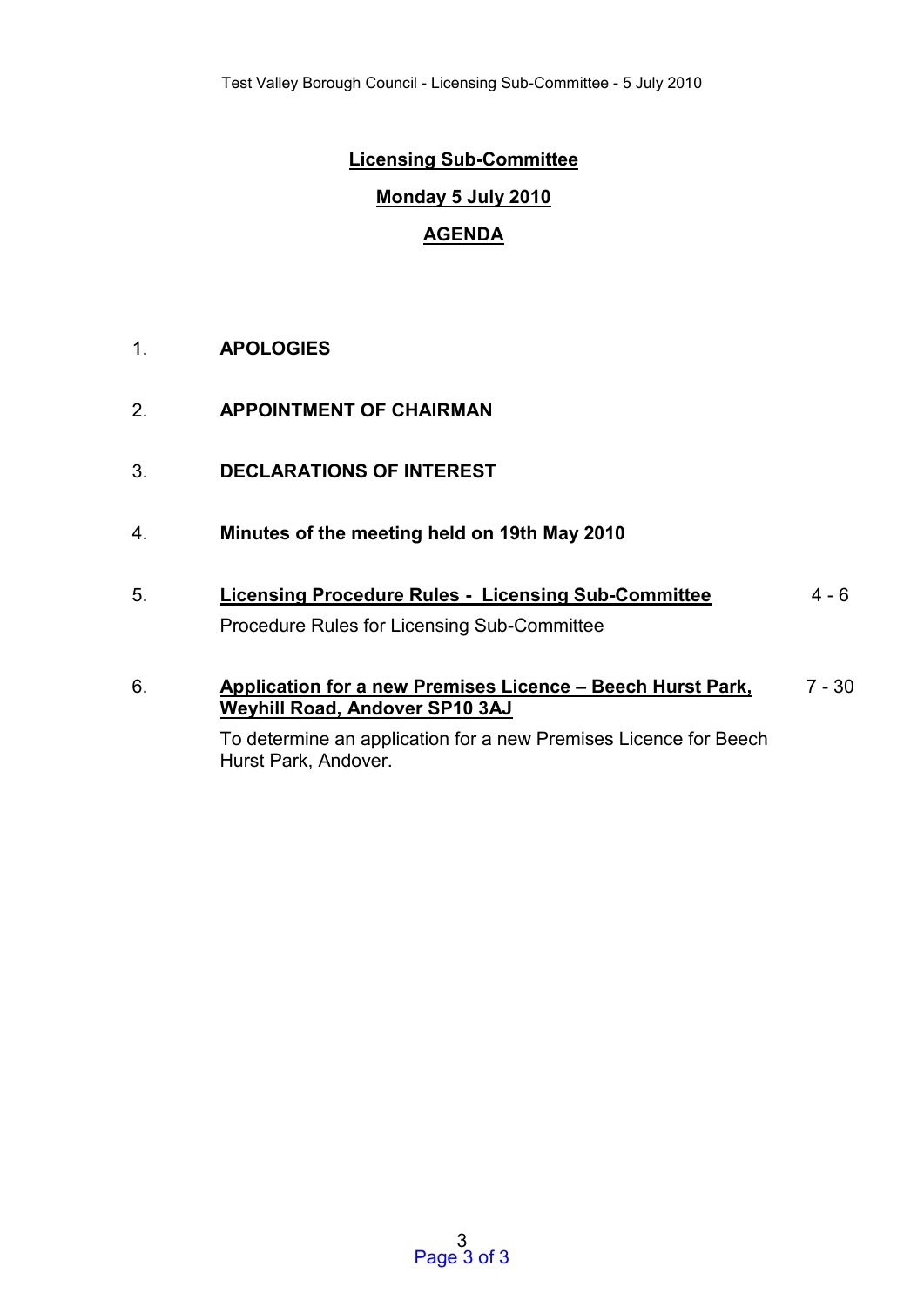## Licensing Sub-Committee

## Monday 5 July 2010

## AGENDA

| | | |
|---|---|---|
| 1. | **APOLOGIES** | |
| 2. | **APPOINTMENT OF CHAIRMAN** | |
| 3. | **DECLARATIONS OF INTEREST** | |
| 4. | **Minutes of the meeting held on 19th May 2010** | |
| 5. | **Licensing Procedure Rules - Licensing Sub-Committee**<br>Procedure Rules for Licensing Sub-Committee | 4 - 6 |
| 6. | **Application for a new Premises Licence – Beech Hurst Park, Weyhill Road, Andover SP10 3AJ**<br>To determine an application for a new Premises Licence for Beech Hurst Park, Andover. | 7 - 30 |